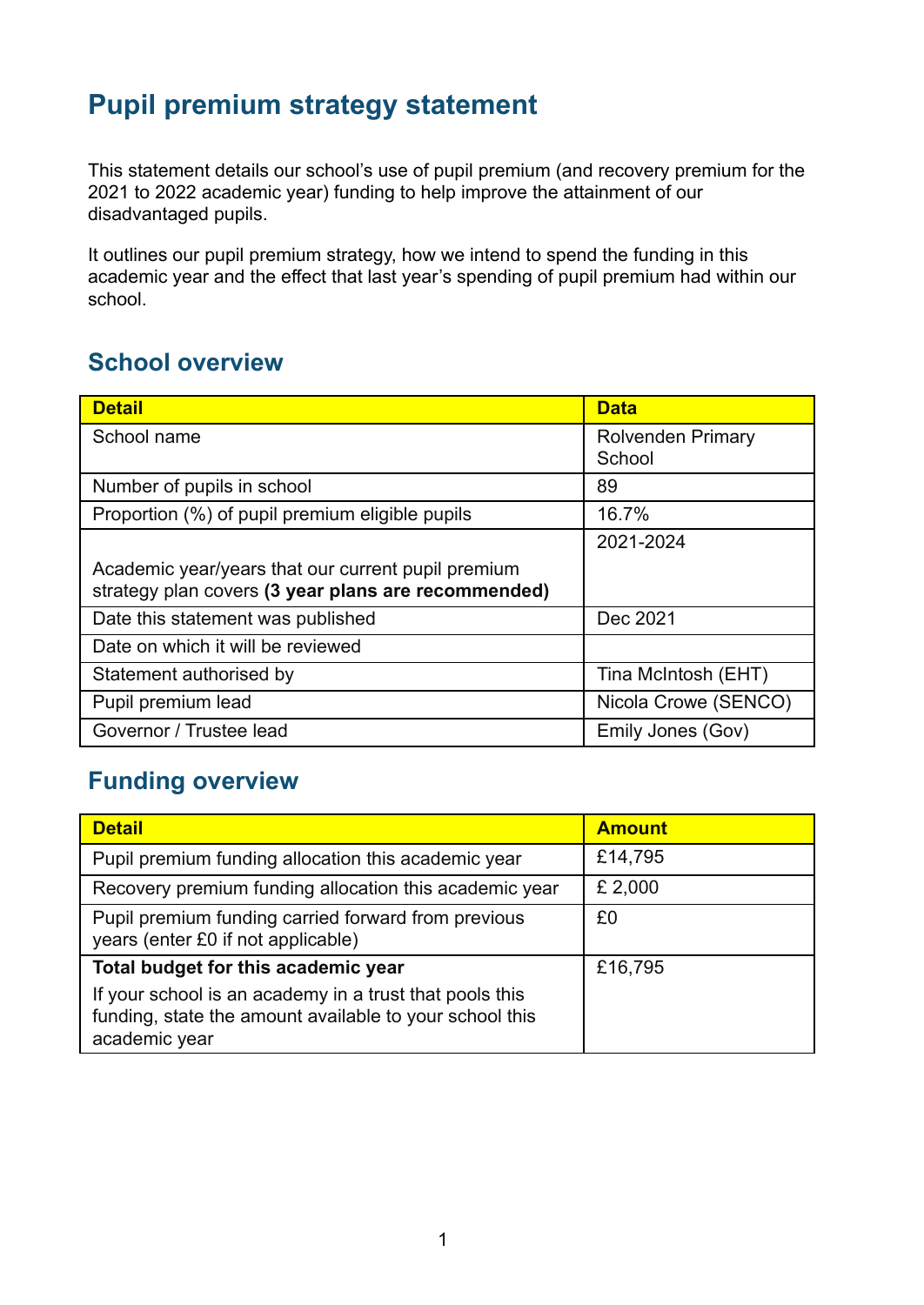# Pupil premium strategy statement

This statement details our school's use of pupil premium (and recovery premium for the 2021 to 2022 academic year) funding to help improve the attainment of our disadvantaged pupils.

It outlines our pupil premium strategy, how we intend to spend the funding in this academic year and the effect that last year's spending of pupil premium had within our school.

## School overview

| Detail | Data |
|---|---|
| School name | Rolvenden Primary School |
| Number of pupils in school | 89 |
| Proportion (%) of pupil premium eligible pupils | 16.7% |
| Academic year/years that our current pupil premium strategy plan covers **(3 year plans are recommended)** | 2021-2024 |
| Date this statement was published | Dec 2021 |
| Date on which it will be reviewed | |
| Statement authorised by | Tina McIntosh (EHT) |
| Pupil premium lead | Nicola Crowe (SENCO) |
| Governor / Trustee lead | Emily Jones (Gov) |

## Funding overview

| Detail | Amount |
|---|---|
| Pupil premium funding allocation this academic year | £14,795 |
| Recovery premium funding allocation this academic year | £ 2,000 |
| Pupil premium funding carried forward from previous years (enter £0 if not applicable) | £0 |
| **Total budget for this academic year** If your school is an academy in a trust that pools this funding, state the amount available to your school this academic year | £16,795 |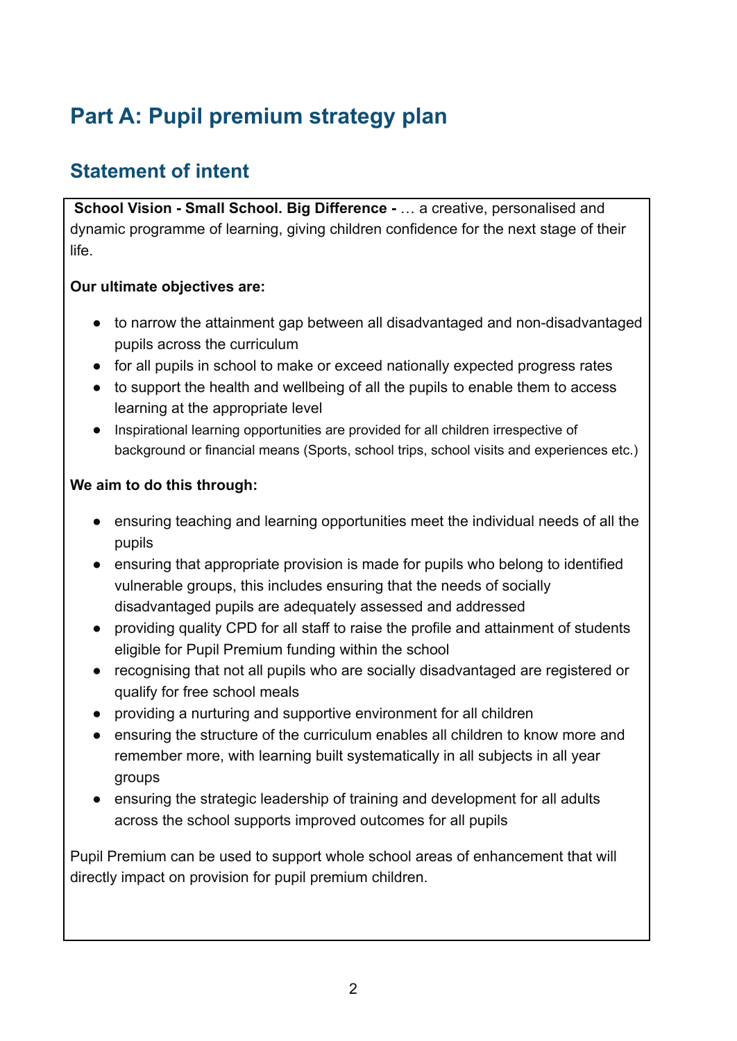# Part A: Pupil premium strategy plan

## Statement of intent

**School Vision - Small School. Big Difference -** … a creative, personalised and dynamic programme of learning, giving children confidence for the next stage of their life.

**Our ultimate objectives are:**

- to narrow the attainment gap between all disadvantaged and non-disadvantaged pupils across the curriculum
- for all pupils in school to make or exceed nationally expected progress rates
- to support the health and wellbeing of all the pupils to enable them to access learning at the appropriate level
- Inspirational learning opportunities are provided for all children irrespective of background or financial means (Sports, school trips, school visits and experiences etc.)

**We aim to do this through:**

- ensuring teaching and learning opportunities meet the individual needs of all the pupils
- ensuring that appropriate provision is made for pupils who belong to identified vulnerable groups, this includes ensuring that the needs of socially disadvantaged pupils are adequately assessed and addressed
- providing quality CPD for all staff to raise the profile and attainment of students eligible for Pupil Premium funding within the school
- recognising that not all pupils who are socially disadvantaged are registered or qualify for free school meals
- providing a nurturing and supportive environment for all children
- ensuring the structure of the curriculum enables all children to know more and remember more, with learning built systematically in all subjects in all year groups
- ensuring the strategic leadership of training and development for all adults across the school supports improved outcomes for all pupils

Pupil Premium can be used to support whole school areas of enhancement that will directly impact on provision for pupil premium children.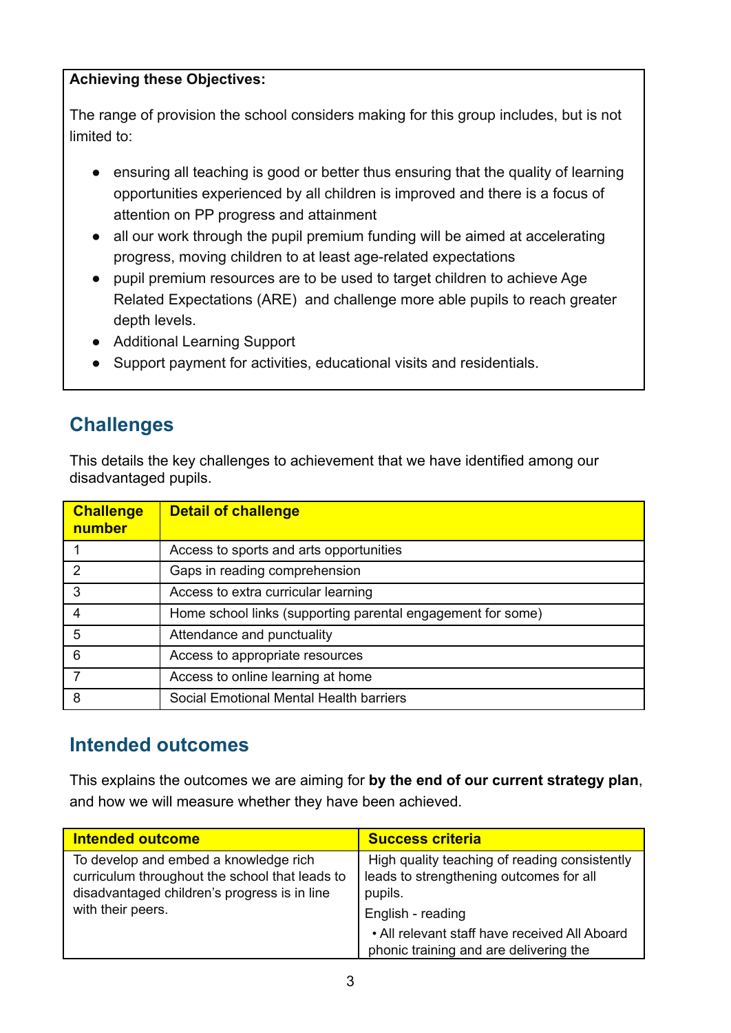**Achieving these Objectives:**

The range of provision the school considers making for this group includes, but is not limited to:

- ensuring all teaching is good or better thus ensuring that the quality of learning opportunities experienced by all children is improved and there is a focus of attention on PP progress and attainment
- all our work through the pupil premium funding will be aimed at accelerating progress, moving children to at least age-related expectations
- pupil premium resources are to be used to target children to achieve Age Related Expectations (ARE) and challenge more able pupils to reach greater depth levels.
- Additional Learning Support
- Support payment for activities, educational visits and residentials.

## Challenges

This details the key challenges to achievement that we have identified among our disadvantaged pupils.

| Challenge number | Detail of challenge |
|---|---|
| 1 | Access to sports and arts opportunities |
| 2 | Gaps in reading comprehension |
| 3 | Access to extra curricular learning |
| 4 | Home school links (supporting parental engagement for some) |
| 5 | Attendance and punctuality |
| 6 | Access to appropriate resources |
| 7 | Access to online learning at home |
| 8 | Social Emotional Mental Health barriers |

## Intended outcomes

This explains the outcomes we are aiming for **by the end of our current strategy plan**, and how we will measure whether they have been achieved.

| Intended outcome | Success criteria |
|---|---|
| To develop and embed a knowledge rich curriculum throughout the school that leads to disadvantaged children's progress is in line with their peers. | High quality teaching of reading consistently leads to strengthening outcomes for all pupils.<br>English - reading<br>• All relevant staff have received All Aboard phonic training and are delivering the |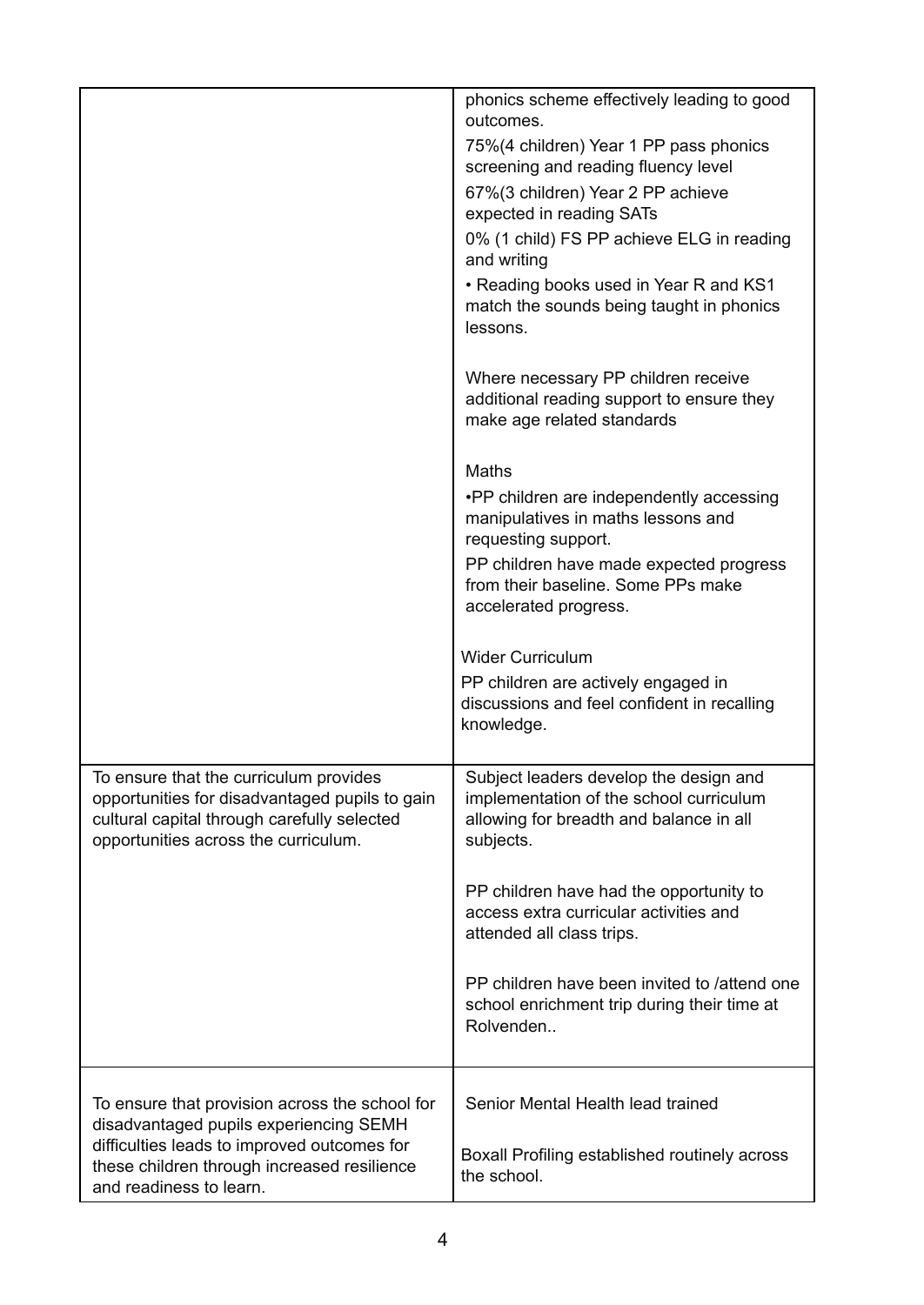| | |
|---|---|
| | phonics scheme effectively leading to good outcomes.<br>75%(4 children) Year 1 PP pass phonics screening and reading fluency level<br>67%(3 children) Year 2 PP achieve expected in reading SATs<br>0% (1 child) FS PP achieve ELG in reading and writing<br>• Reading books used in Year R and KS1 match the sounds being taught in phonics lessons.<br><br>Where necessary PP children receive additional reading support to ensure they make age related standards<br><br>Maths<br>•PP children are independently accessing manipulatives in maths lessons and requesting support.<br>PP children have made expected progress from their baseline. Some PPs make accelerated progress.<br><br>Wider Curriculum<br>PP children are actively engaged in discussions and feel confident in recalling knowledge. |
| To ensure that the curriculum provides opportunities for disadvantaged pupils to gain cultural capital through carefully selected opportunities across the curriculum. | Subject leaders develop the design and implementation of the school curriculum allowing for breadth and balance in all subjects.<br><br>PP children have had the opportunity to access extra curricular activities and attended all class trips.<br><br>PP children have been invited to /attend one school enrichment trip during their time at Rolvenden.. |
| To ensure that provision across the school for disadvantaged pupils experiencing SEMH difficulties leads to improved outcomes for these children through increased resilience and readiness to learn. | Senior Mental Health lead trained<br><br>Boxall Profiling established routinely across the school. |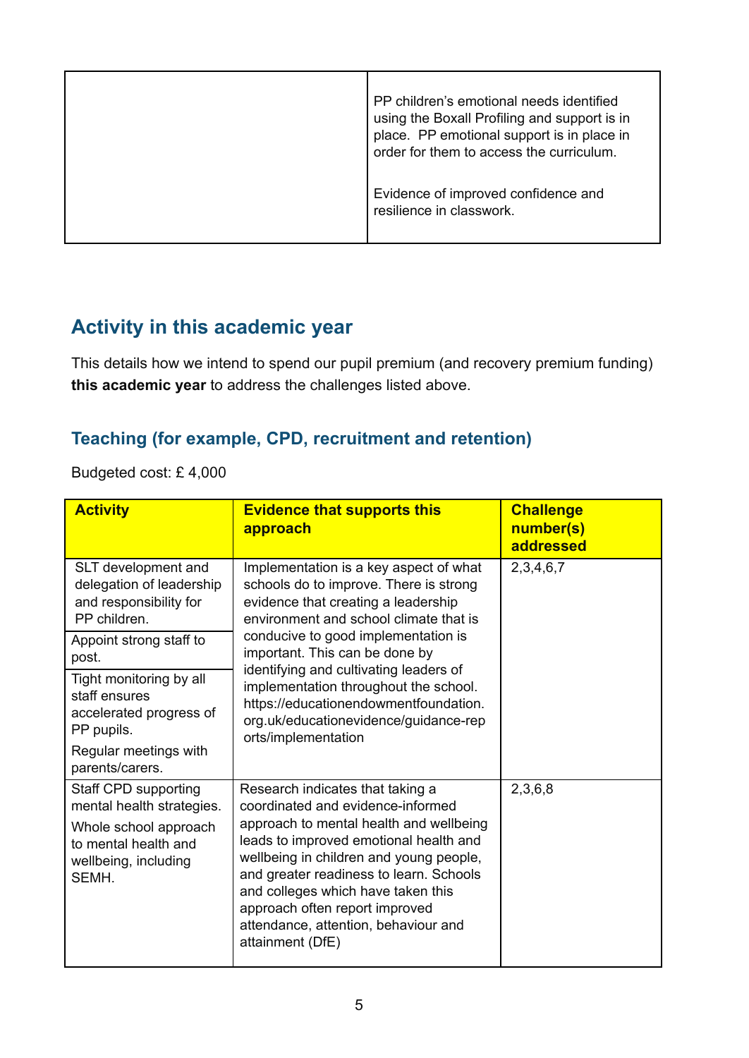| | |
|---|---|
| | PP children's emotional needs identified using the Boxall Profiling and support is in place. PP emotional support is in place in order for them to access the curriculum.<br><br>Evidence of improved confidence and resilience in classwork. |

## Activity in this academic year

This details how we intend to spend our pupil premium (and recovery premium funding) **this academic year** to address the challenges listed above.

### Teaching (for example, CPD, recruitment and retention)

Budgeted cost: £ 4,000

| Activity | Evidence that supports this approach | Challenge number(s) addressed |
|---|---|---|
| SLT development and delegation of leadership and responsibility for PP children.<br><br>Appoint strong staff to post.<br><br>Tight monitoring by all staff ensures accelerated progress of PP pupils.<br><br>Regular meetings with parents/carers. | Implementation is a key aspect of what schools do to improve. There is strong evidence that creating a leadership environment and school climate that is conducive to good implementation is important. This can be done by identifying and cultivating leaders of implementation throughout the school. https://educationendowmentfoundation.org.uk/educationevidence/guidance-reports/implementation | 2,3,4,6,7 |
| Staff CPD supporting mental health strategies.<br><br>Whole school approach to mental health and wellbeing, including SEMH. | Research indicates that taking a coordinated and evidence-informed approach to mental health and wellbeing leads to improved emotional health and wellbeing in children and young people, and greater readiness to learn. Schools and colleges which have taken this approach often report improved attendance, attention, behaviour and attainment (DfE) | 2,3,6,8 |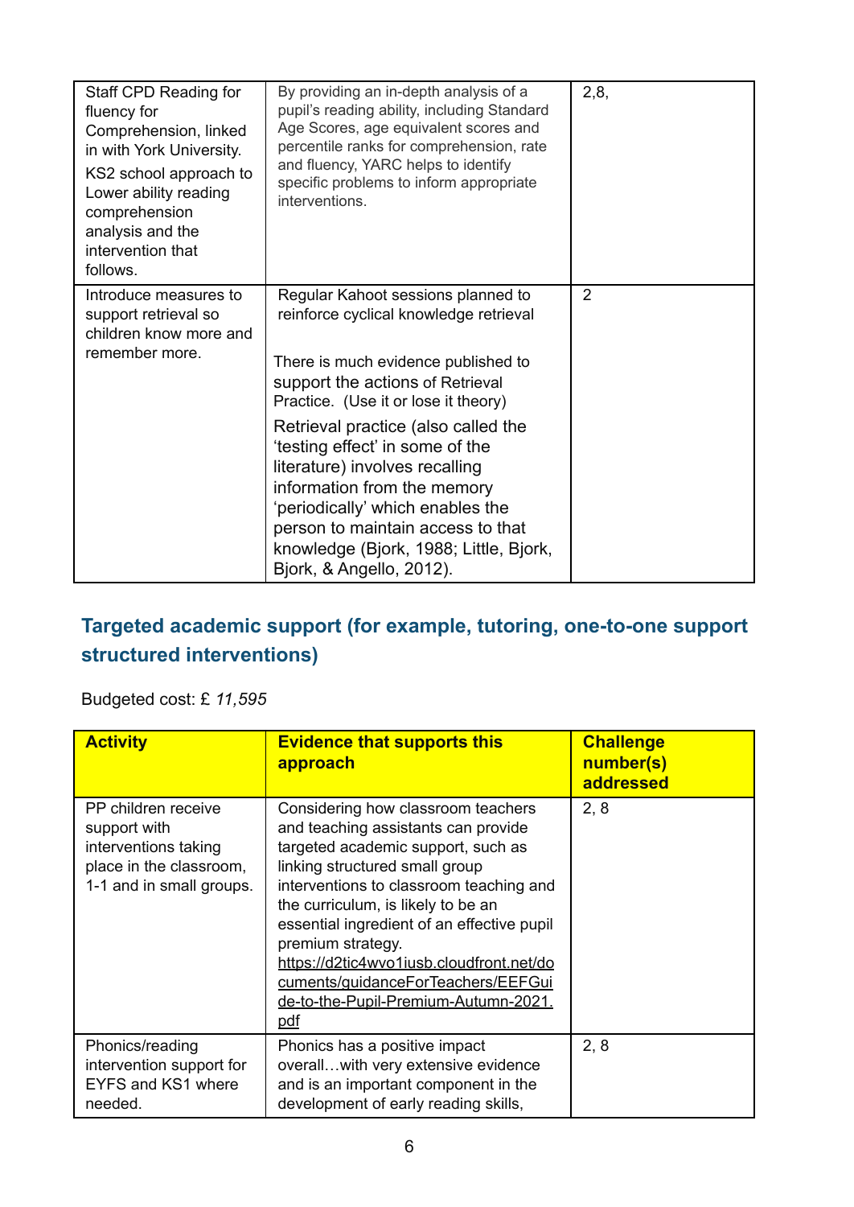| | | |
|---|---|---|
| Staff CPD Reading for fluency for Comprehension, linked in with York University. KS2 school approach to Lower ability reading comprehension analysis and the intervention that follows. | By providing an in-depth analysis of a pupil's reading ability, including Standard Age Scores, age equivalent scores and percentile ranks for comprehension, rate and fluency, YARC helps to identify specific problems to inform appropriate interventions. | 2,8, |
| Introduce measures to support retrieval so children know more and remember more. | Regular Kahoot sessions planned to reinforce cyclical knowledge retrieval<br><br>There is much evidence published to support the actions of Retrieval Practice. (Use it or lose it theory)<br><br>Retrieval practice (also called the 'testing effect' in some of the literature) involves recalling information from the memory 'periodically' which enables the person to maintain access to that knowledge (Bjork, 1988; Little, Bjork, Bjork, & Angello, 2012). | 2 |

## Targeted academic support (for example, tutoring, one-to-one support structured interventions)

Budgeted cost: £ *11,595*

| Activity | Evidence that supports this approach | Challenge number(s) addressed |
|---|---|---|
| PP children receive support with interventions taking place in the classroom, 1-1 and in small groups. | Considering how classroom teachers and teaching assistants can provide targeted academic support, such as linking structured small group interventions to classroom teaching and the curriculum, is likely to be an essential ingredient of an effective pupil premium strategy. https://d2tic4wvo1iusb.cloudfront.net/documents/guidanceForTeachers/EEFGuide-to-the-Pupil-Premium-Autumn-2021.pdf | 2, 8 |
| Phonics/reading intervention support for EYFS and KS1 where needed. | Phonics has a positive impact overall…with very extensive evidence and is an important component in the development of early reading skills, | 2, 8 |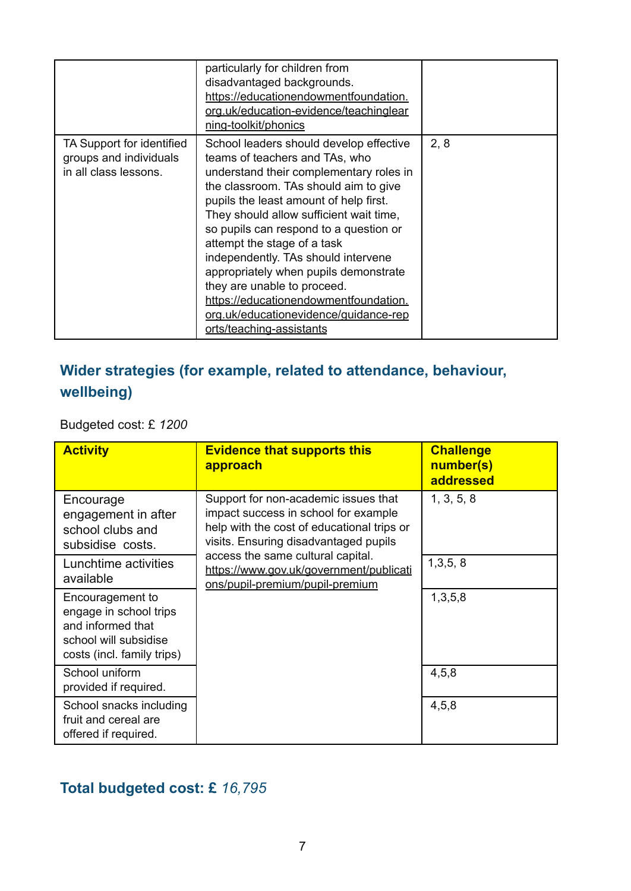| | | |
|---|---|---|
| | particularly for children from disadvantaged backgrounds. https://educationendowmentfoundation.org.uk/education-evidence/teachinglearning-toolkit/phonics | |
| TA Support for identified groups and individuals in all class lessons. | School leaders should develop effective teams of teachers and TAs, who understand their complementary roles in the classroom. TAs should aim to give pupils the least amount of help first. They should allow sufficient wait time, so pupils can respond to a question or attempt the stage of a task independently. TAs should intervene appropriately when pupils demonstrate they are unable to proceed. https://educationendowmentfoundation.org.uk/educationevidence/guidance-reports/teaching-assistants | 2, 8 |

## Wider strategies (for example, related to attendance, behaviour, wellbeing)

Budgeted cost: £ *1200*

| Activity | Evidence that supports this approach | Challenge number(s) addressed |
|---|---|---|
| Encourage engagement in after school clubs and subsidise costs. | Support for non-academic issues that impact success in school for example help with the cost of educational trips or visits. Ensuring disadvantaged pupils access the same cultural capital. https://www.gov.uk/government/publications/pupil-premium/pupil-premium | 1, 3, 5, 8 |
| Lunchtime activities available | | 1,3,5, 8 |
| Encouragement to engage in school trips and informed that school will subsidise costs (incl. family trips) | | 1,3,5,8 |
| School uniform provided if required. | | 4,5,8 |
| School snacks including fruit and cereal are offered if required. | | 4,5,8 |

## Total budgeted cost: £ *16,795*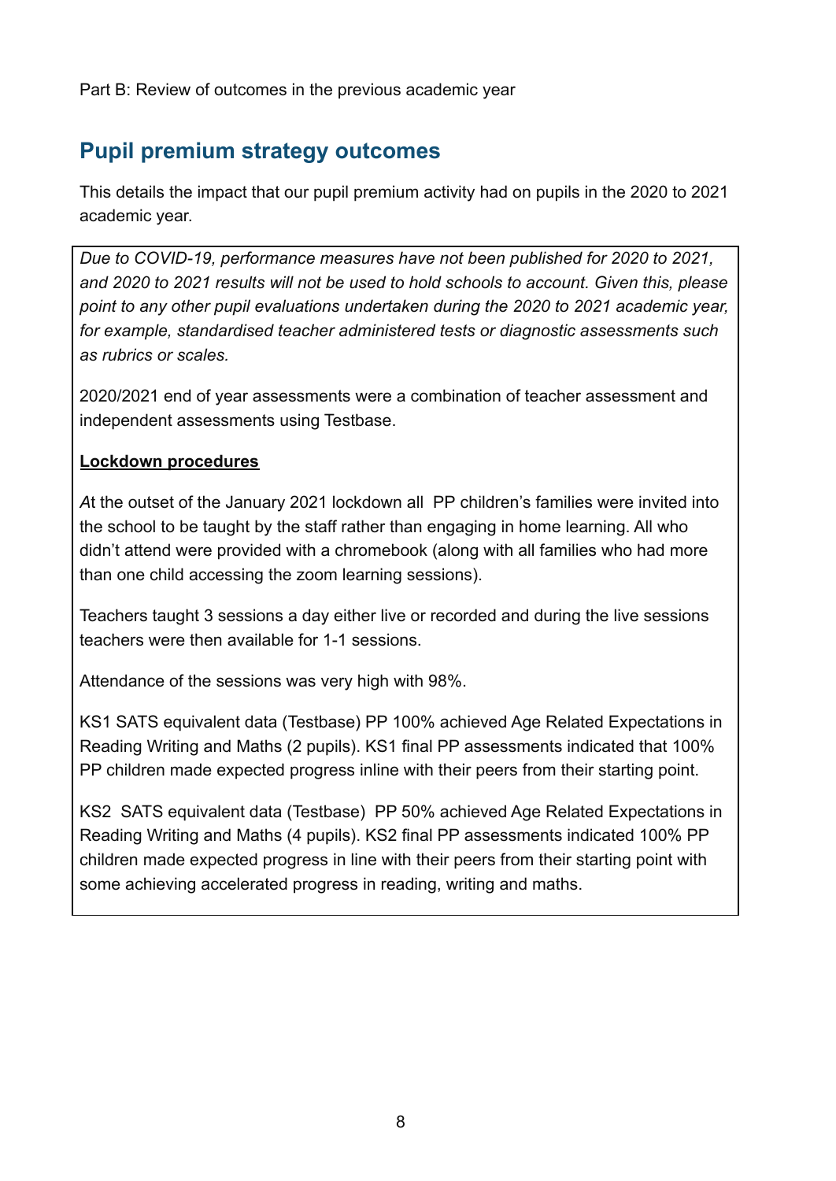Part B: Review of outcomes in the previous academic year

## Pupil premium strategy outcomes

This details the impact that our pupil premium activity had on pupils in the 2020 to 2021 academic year.

*Due to COVID-19, performance measures have not been published for 2020 to 2021, and 2020 to 2021 results will not be used to hold schools to account. Given this, please point to any other pupil evaluations undertaken during the 2020 to 2021 academic year, for example, standardised teacher administered tests or diagnostic assessments such as rubrics or scales.*

2020/2021 end of year assessments were a combination of teacher assessment and independent assessments using Testbase.

**Lockdown procedures**

*A*t the outset of the January 2021 lockdown all PP children's families were invited into the school to be taught by the staff rather than engaging in home learning. All who didn't attend were provided with a chromebook (along with all families who had more than one child accessing the zoom learning sessions).

Teachers taught 3 sessions a day either live or recorded and during the live sessions teachers were then available for 1-1 sessions.

Attendance of the sessions was very high with 98%.

KS1 SATS equivalent data (Testbase) PP 100% achieved Age Related Expectations in Reading Writing and Maths (2 pupils). KS1 final PP assessments indicated that 100% PP children made expected progress inline with their peers from their starting point.

KS2 SATS equivalent data (Testbase) PP 50% achieved Age Related Expectations in Reading Writing and Maths (4 pupils). KS2 final PP assessments indicated 100% PP children made expected progress in line with their peers from their starting point with some achieving accelerated progress in reading, writing and maths.